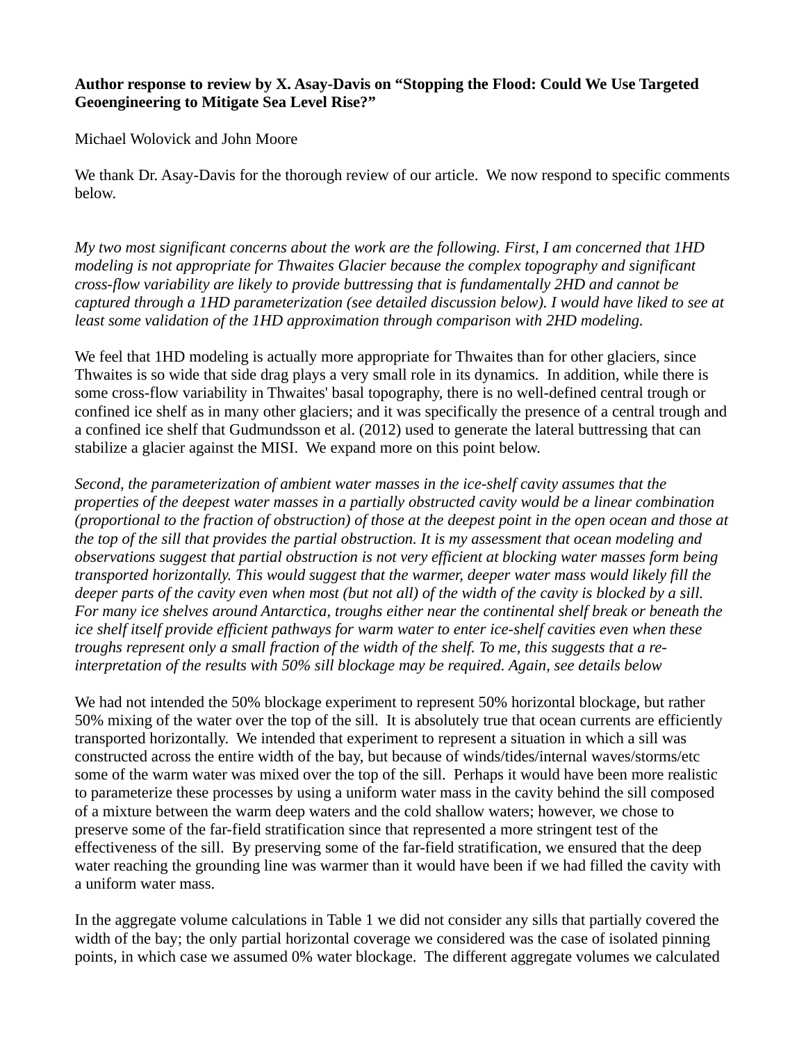**Author response to review by X. Asay-Davis on "Stopping the Flood: Could We Use Targeted Geoengineering to Mitigate Sea Level Rise?"**

Michael Wolovick and John Moore

We thank Dr. Asay-Davis for the thorough review of our article. We now respond to specific comments below.

*My two most significant concerns about the work are the following. First, I am concerned that 1HD modeling is not appropriate for Thwaites Glacier because the complex topography and significant cross-flow variability are likely to provide buttressing that is fundamentally 2HD and cannot be captured through a 1HD parameterization (see detailed discussion below). I would have liked to see at least some validation of the 1HD approximation through comparison with 2HD modeling.*

We feel that 1HD modeling is actually more appropriate for Thwaites than for other glaciers, since Thwaites is so wide that side drag plays a very small role in its dynamics. In addition, while there is some cross-flow variability in Thwaites' basal topography, there is no well-defined central trough or confined ice shelf as in many other glaciers; and it was specifically the presence of a central trough and a confined ice shelf that Gudmundsson et al. (2012) used to generate the lateral buttressing that can stabilize a glacier against the MISI. We expand more on this point below.

*Second, the parameterization of ambient water masses in the ice-shelf cavity assumes that the properties of the deepest water masses in a partially obstructed cavity would be a linear combination (proportional to the fraction of obstruction) of those at the deepest point in the open ocean and those at the top of the sill that provides the partial obstruction. It is my assessment that ocean modeling and observations suggest that partial obstruction is not very efficient at blocking water masses form being transported horizontally. This would suggest that the warmer, deeper water mass would likely fill the deeper parts of the cavity even when most (but not all) of the width of the cavity is blocked by a sill. For many ice shelves around Antarctica, troughs either near the continental shelf break or beneath the ice shelf itself provide efficient pathways for warm water to enter ice-shelf cavities even when these troughs represent only a small fraction of the width of the shelf. To me, this suggests that a re-interpretation of the results with 50% sill blockage may be required. Again, see details below*

We had not intended the 50% blockage experiment to represent 50% horizontal blockage, but rather 50% mixing of the water over the top of the sill. It is absolutely true that ocean currents are efficiently transported horizontally. We intended that experiment to represent a situation in which a sill was constructed across the entire width of the bay, but because of winds/tides/internal waves/storms/etc some of the warm water was mixed over the top of the sill. Perhaps it would have been more realistic to parameterize these processes by using a uniform water mass in the cavity behind the sill composed of a mixture between the warm deep waters and the cold shallow waters; however, we chose to preserve some of the far-field stratification since that represented a more stringent test of the effectiveness of the sill. By preserving some of the far-field stratification, we ensured that the deep water reaching the grounding line was warmer than it would have been if we had filled the cavity with a uniform water mass.

In the aggregate volume calculations in Table 1 we did not consider any sills that partially covered the width of the bay; the only partial horizontal coverage we considered was the case of isolated pinning points, in which case we assumed 0% water blockage. The different aggregate volumes we calculated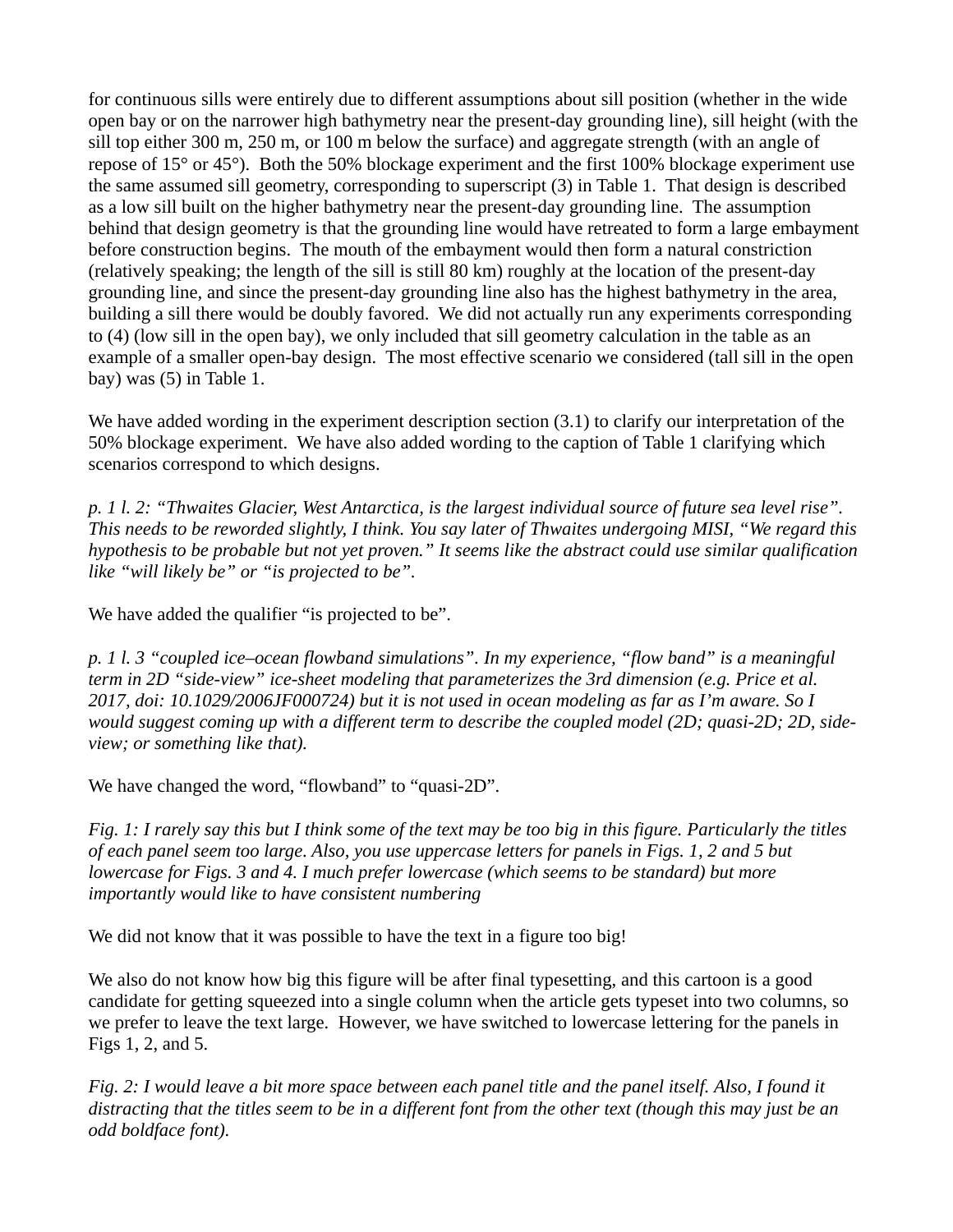for continuous sills were entirely due to different assumptions about sill position (whether in the wide open bay or on the narrower high bathymetry near the present-day grounding line), sill height (with the sill top either 300 m, 250 m, or 100 m below the surface) and aggregate strength (with an angle of repose of 15° or 45°). Both the 50% blockage experiment and the first 100% blockage experiment use the same assumed sill geometry, corresponding to superscript (3) in Table 1. That design is described as a low sill built on the higher bathymetry near the present-day grounding line. The assumption behind that design geometry is that the grounding line would have retreated to form a large embayment before construction begins. The mouth of the embayment would then form a natural constriction (relatively speaking; the length of the sill is still 80 km) roughly at the location of the present-day grounding line, and since the present-day grounding line also has the highest bathymetry in the area, building a sill there would be doubly favored. We did not actually run any experiments corresponding to (4) (low sill in the open bay), we only included that sill geometry calculation in the table as an example of a smaller open-bay design. The most effective scenario we considered (tall sill in the open bay) was (5) in Table 1.

We have added wording in the experiment description section (3.1) to clarify our interpretation of the 50% blockage experiment. We have also added wording to the caption of Table 1 clarifying which scenarios correspond to which designs.

*p. 1 l. 2: "Thwaites Glacier, West Antarctica, is the largest individual source of future sea level rise". This needs to be reworded slightly, I think. You say later of Thwaites undergoing MISI, "We regard this hypothesis to be probable but not yet proven." It seems like the abstract could use similar qualification like "will likely be" or "is projected to be".*

We have added the qualifier "is projected to be".

*p. 1 l. 3 "coupled ice–ocean flowband simulations". In my experience, "flow band" is a meaningful term in 2D "side-view" ice-sheet modeling that parameterizes the 3rd dimension (e.g. Price et al. 2017, doi: 10.1029/2006JF000724) but it is not used in ocean modeling as far as I'm aware. So I would suggest coming up with a different term to describe the coupled model (2D; quasi-2D; 2D, side-view; or something like that).*

We have changed the word, "flowband" to "quasi-2D".

*Fig. 1: I rarely say this but I think some of the text may be too big in this figure. Particularly the titles of each panel seem too large. Also, you use uppercase letters for panels in Figs. 1, 2 and 5 but lowercase for Figs. 3 and 4. I much prefer lowercase (which seems to be standard) but more importantly would like to have consistent numbering*

We did not know that it was possible to have the text in a figure too big!

We also do not know how big this figure will be after final typesetting, and this cartoon is a good candidate for getting squeezed into a single column when the article gets typeset into two columns, so we prefer to leave the text large. However, we have switched to lowercase lettering for the panels in Figs 1, 2, and 5.

*Fig. 2: I would leave a bit more space between each panel title and the panel itself. Also, I found it distracting that the titles seem to be in a different font from the other text (though this may just be an odd boldface font).*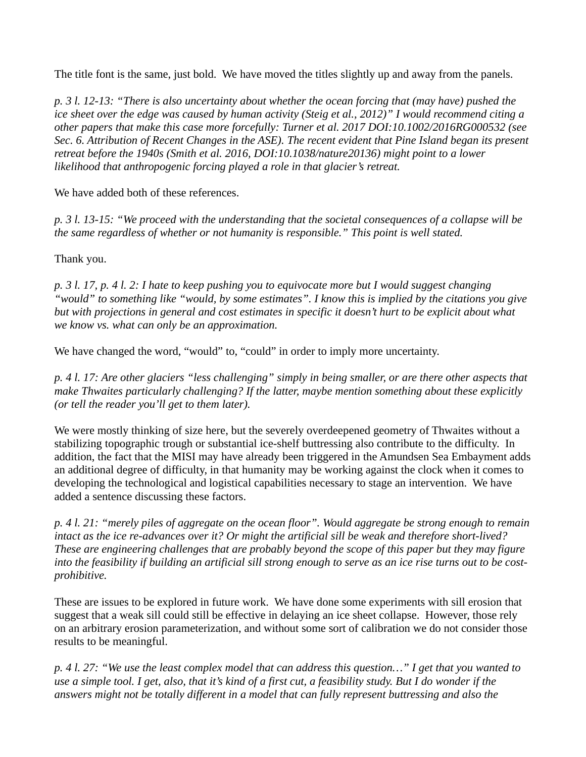The title font is the same, just bold. We have moved the titles slightly up and away from the panels.

*p. 3 l. 12-13: "There is also uncertainty about whether the ocean forcing that (may have) pushed the ice sheet over the edge was caused by human activity (Steig et al., 2012)" I would recommend citing a other papers that make this case more forcefully: Turner et al. 2017 DOI:10.1002/2016RG000532 (see Sec. 6. Attribution of Recent Changes in the ASE). The recent evident that Pine Island began its present retreat before the 1940s (Smith et al. 2016, DOI:10.1038/nature20136) might point to a lower likelihood that anthropogenic forcing played a role in that glacier's retreat.*

We have added both of these references.

*p. 3 l. 13-15: "We proceed with the understanding that the societal consequences of a collapse will be the same regardless of whether or not humanity is responsible." This point is well stated.*

Thank you.

*p. 3 l. 17, p. 4 l. 2: I hate to keep pushing you to equivocate more but I would suggest changing "would" to something like "would, by some estimates". I know this is implied by the citations you give but with projections in general and cost estimates in specific it doesn't hurt to be explicit about what we know vs. what can only be an approximation.*

We have changed the word, "would" to, "could" in order to imply more uncertainty.

*p. 4 l. 17: Are other glaciers "less challenging" simply in being smaller, or are there other aspects that make Thwaites particularly challenging? If the latter, maybe mention something about these explicitly (or tell the reader you'll get to them later).*

We were mostly thinking of size here, but the severely overdeepened geometry of Thwaites without a stabilizing topographic trough or substantial ice-shelf buttressing also contribute to the difficulty. In addition, the fact that the MISI may have already been triggered in the Amundsen Sea Embayment adds an additional degree of difficulty, in that humanity may be working against the clock when it comes to developing the technological and logistical capabilities necessary to stage an intervention. We have added a sentence discussing these factors.

*p. 4 l. 21: "merely piles of aggregate on the ocean floor". Would aggregate be strong enough to remain intact as the ice re-advances over it? Or might the artificial sill be weak and therefore short-lived? These are engineering challenges that are probably beyond the scope of this paper but they may figure into the feasibility if building an artificial sill strong enough to serve as an ice rise turns out to be cost-prohibitive.*

These are issues to be explored in future work. We have done some experiments with sill erosion that suggest that a weak sill could still be effective in delaying an ice sheet collapse. However, those rely on an arbitrary erosion parameterization, and without some sort of calibration we do not consider those results to be meaningful.

*p. 4 l. 27: "We use the least complex model that can address this question…" I get that you wanted to use a simple tool. I get, also, that it's kind of a first cut, a feasibility study. But I do wonder if the answers might not be totally different in a model that can fully represent buttressing and also the*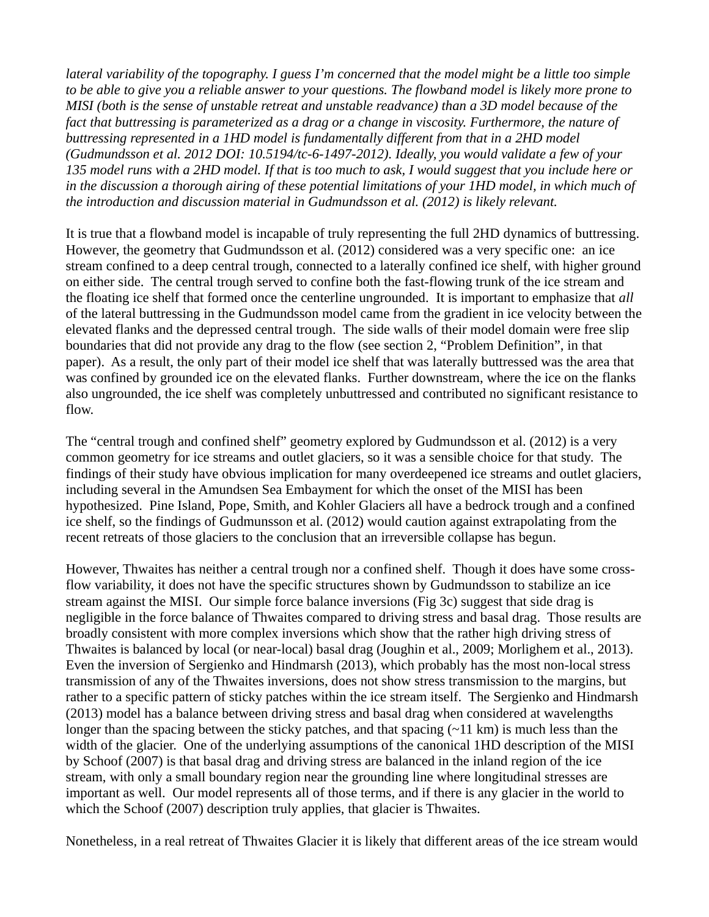*lateral variability of the topography. I guess I'm concerned that the model might be a little too simple to be able to give you a reliable answer to your questions. The flowband model is likely more prone to MISI (both is the sense of unstable retreat and unstable readvance) than a 3D model because of the fact that buttressing is parameterized as a drag or a change in viscosity. Furthermore, the nature of buttressing represented in a 1HD model is fundamentally different from that in a 2HD model (Gudmundsson et al. 2012 DOI: 10.5194/tc-6-1497-2012). Ideally, you would validate a few of your 135 model runs with a 2HD model. If that is too much to ask, I would suggest that you include here or in the discussion a thorough airing of these potential limitations of your 1HD model, in which much of the introduction and discussion material in Gudmundsson et al. (2012) is likely relevant.*

It is true that a flowband model is incapable of truly representing the full 2HD dynamics of buttressing. However, the geometry that Gudmundsson et al. (2012) considered was a very specific one: an ice stream confined to a deep central trough, connected to a laterally confined ice shelf, with higher ground on either side. The central trough served to confine both the fast-flowing trunk of the ice stream and the floating ice shelf that formed once the centerline ungrounded. It is important to emphasize that *all* of the lateral buttressing in the Gudmundsson model came from the gradient in ice velocity between the elevated flanks and the depressed central trough. The side walls of their model domain were free slip boundaries that did not provide any drag to the flow (see section 2, "Problem Definition", in that paper). As a result, the only part of their model ice shelf that was laterally buttressed was the area that was confined by grounded ice on the elevated flanks. Further downstream, where the ice on the flanks also ungrounded, the ice shelf was completely unbuttressed and contributed no significant resistance to flow.

The "central trough and confined shelf" geometry explored by Gudmundsson et al. (2012) is a very common geometry for ice streams and outlet glaciers, so it was a sensible choice for that study. The findings of their study have obvious implication for many overdeepened ice streams and outlet glaciers, including several in the Amundsen Sea Embayment for which the onset of the MISI has been hypothesized. Pine Island, Pope, Smith, and Kohler Glaciers all have a bedrock trough and a confined ice shelf, so the findings of Gudmunsson et al. (2012) would caution against extrapolating from the recent retreats of those glaciers to the conclusion that an irreversible collapse has begun.

However, Thwaites has neither a central trough nor a confined shelf. Though it does have some cross-flow variability, it does not have the specific structures shown by Gudmundsson to stabilize an ice stream against the MISI. Our simple force balance inversions (Fig 3c) suggest that side drag is negligible in the force balance of Thwaites compared to driving stress and basal drag. Those results are broadly consistent with more complex inversions which show that the rather high driving stress of Thwaites is balanced by local (or near-local) basal drag (Joughin et al., 2009; Morlighem et al., 2013). Even the inversion of Sergienko and Hindmarsh (2013), which probably has the most non-local stress transmission of any of the Thwaites inversions, does not show stress transmission to the margins, but rather to a specific pattern of sticky patches within the ice stream itself. The Sergienko and Hindmarsh (2013) model has a balance between driving stress and basal drag when considered at wavelengths longer than the spacing between the sticky patches, and that spacing (~11 km) is much less than the width of the glacier. One of the underlying assumptions of the canonical 1HD description of the MISI by Schoof (2007) is that basal drag and driving stress are balanced in the inland region of the ice stream, with only a small boundary region near the grounding line where longitudinal stresses are important as well. Our model represents all of those terms, and if there is any glacier in the world to which the Schoof (2007) description truly applies, that glacier is Thwaites.

Nonetheless, in a real retreat of Thwaites Glacier it is likely that different areas of the ice stream would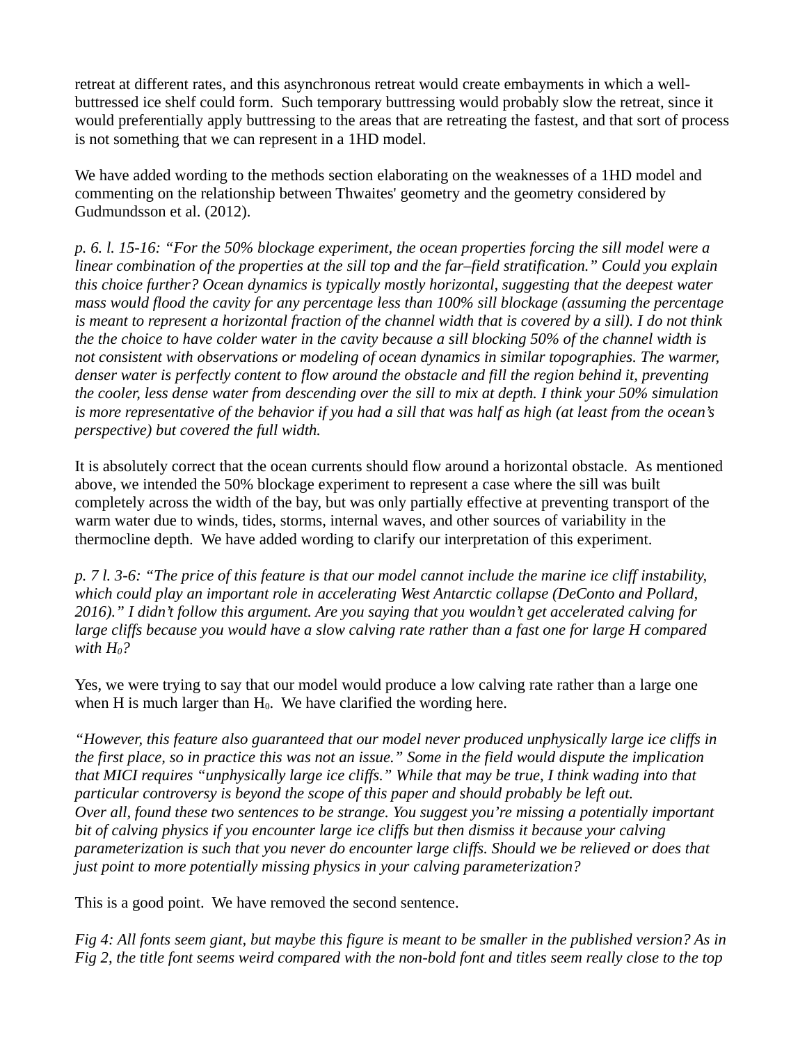retreat at different rates, and this asynchronous retreat would create embayments in which a well-buttressed ice shelf could form. Such temporary buttressing would probably slow the retreat, since it would preferentially apply buttressing to the areas that are retreating the fastest, and that sort of process is not something that we can represent in a 1HD model.

We have added wording to the methods section elaborating on the weaknesses of a 1HD model and commenting on the relationship between Thwaites' geometry and the geometry considered by Gudmundsson et al. (2012).

*p. 6. l. 15-16: "For the 50% blockage experiment, the ocean properties forcing the sill model were a linear combination of the properties at the sill top and the far–field stratification." Could you explain this choice further? Ocean dynamics is typically mostly horizontal, suggesting that the deepest water mass would flood the cavity for any percentage less than 100% sill blockage (assuming the percentage is meant to represent a horizontal fraction of the channel width that is covered by a sill). I do not think the the choice to have colder water in the cavity because a sill blocking 50% of the channel width is not consistent with observations or modeling of ocean dynamics in similar topographies. The warmer, denser water is perfectly content to flow around the obstacle and fill the region behind it, preventing the cooler, less dense water from descending over the sill to mix at depth. I think your 50% simulation is more representative of the behavior if you had a sill that was half as high (at least from the ocean's perspective) but covered the full width.*

It is absolutely correct that the ocean currents should flow around a horizontal obstacle. As mentioned above, we intended the 50% blockage experiment to represent a case where the sill was built completely across the width of the bay, but was only partially effective at preventing transport of the warm water due to winds, tides, storms, internal waves, and other sources of variability in the thermocline depth. We have added wording to clarify our interpretation of this experiment.

*p. 7 l. 3-6: "The price of this feature is that our model cannot include the marine ice cliff instability, which could play an important role in accelerating West Antarctic collapse (DeConto and Pollard, 2016)." I didn't follow this argument. Are you saying that you wouldn't get accelerated calving for large cliffs because you would have a slow calving rate rather than a fast one for large H compared with $H_0$?*

Yes, we were trying to say that our model would produce a low calving rate rather than a large one when H is much larger than $H_0$. We have clarified the wording here.

*"However, this feature also guaranteed that our model never produced unphysically large ice cliffs in the first place, so in practice this was not an issue." Some in the field would dispute the implication that MICI requires "unphysically large ice cliffs." While that may be true, I think wading into that particular controversy is beyond the scope of this paper and should probably be left out.*
*Over all, found these two sentences to be strange. You suggest you're missing a potentially important bit of calving physics if you encounter large ice cliffs but then dismiss it because your calving parameterization is such that you never do encounter large cliffs. Should we be relieved or does that just point to more potentially missing physics in your calving parameterization?*

This is a good point. We have removed the second sentence.

*Fig 4: All fonts seem giant, but maybe this figure is meant to be smaller in the published version? As in Fig 2, the title font seems weird compared with the non-bold font and titles seem really close to the top*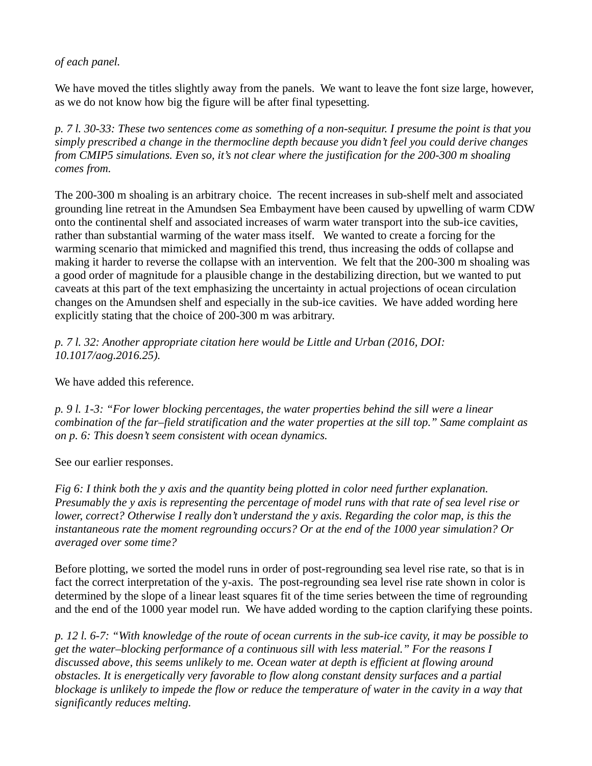*of each panel.*

We have moved the titles slightly away from the panels. We want to leave the font size large, however, as we do not know how big the figure will be after final typesetting.

*p. 7 l. 30-33: These two sentences come as something of a non-sequitur. I presume the point is that you simply prescribed a change in the thermocline depth because you didn't feel you could derive changes from CMIP5 simulations. Even so, it's not clear where the justification for the 200-300 m shoaling comes from.*

The 200-300 m shoaling is an arbitrary choice. The recent increases in sub-shelf melt and associated grounding line retreat in the Amundsen Sea Embayment have been caused by upwelling of warm CDW onto the continental shelf and associated increases of warm water transport into the sub-ice cavities, rather than substantial warming of the water mass itself. We wanted to create a forcing for the warming scenario that mimicked and magnified this trend, thus increasing the odds of collapse and making it harder to reverse the collapse with an intervention. We felt that the 200-300 m shoaling was a good order of magnitude for a plausible change in the destabilizing direction, but we wanted to put caveats at this part of the text emphasizing the uncertainty in actual projections of ocean circulation changes on the Amundsen shelf and especially in the sub-ice cavities. We have added wording here explicitly stating that the choice of 200-300 m was arbitrary.

*p. 7 l. 32: Another appropriate citation here would be Little and Urban (2016, DOI: 10.1017/aog.2016.25).*

We have added this reference.

*p. 9 l. 1-3: "For lower blocking percentages, the water properties behind the sill were a linear combination of the far–field stratification and the water properties at the sill top." Same complaint as on p. 6: This doesn't seem consistent with ocean dynamics.*

See our earlier responses.

*Fig 6: I think both the y axis and the quantity being plotted in color need further explanation. Presumably the y axis is representing the percentage of model runs with that rate of sea level rise or lower, correct? Otherwise I really don't understand the y axis. Regarding the color map, is this the instantaneous rate the moment regrounding occurs? Or at the end of the 1000 year simulation? Or averaged over some time?*

Before plotting, we sorted the model runs in order of post-regrounding sea level rise rate, so that is in fact the correct interpretation of the y-axis. The post-regrounding sea level rise rate shown in color is determined by the slope of a linear least squares fit of the time series between the time of regrounding and the end of the 1000 year model run. We have added wording to the caption clarifying these points.

*p. 12 l. 6-7: "With knowledge of the route of ocean currents in the sub-ice cavity, it may be possible to get the water–blocking performance of a continuous sill with less material." For the reasons I discussed above, this seems unlikely to me. Ocean water at depth is efficient at flowing around obstacles. It is energetically very favorable to flow along constant density surfaces and a partial blockage is unlikely to impede the flow or reduce the temperature of water in the cavity in a way that significantly reduces melting.*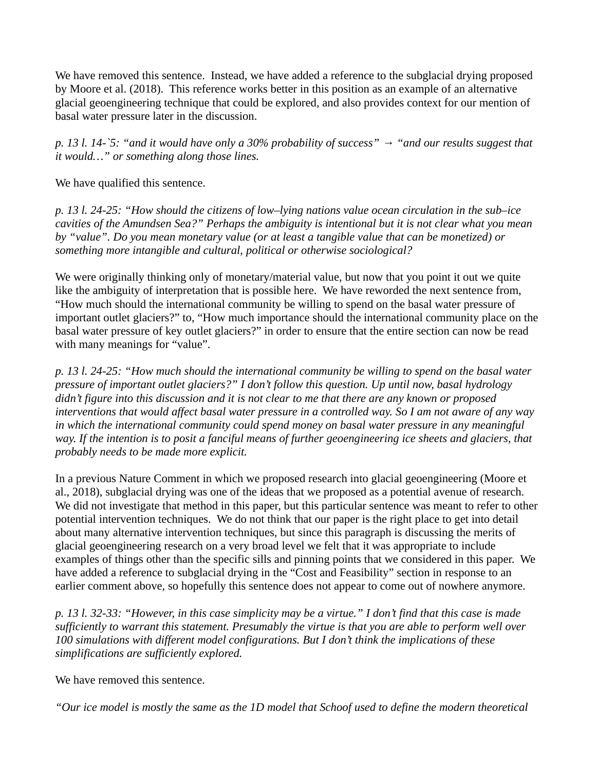We have removed this sentence. Instead, we have added a reference to the subglacial drying proposed by Moore et al. (2018). This reference works better in this position as an example of an alternative glacial geoengineering technique that could be explored, and also provides context for our mention of basal water pressure later in the discussion.

*p. 13 l. 14-`5: "and it would have only a 30% probability of success" → "and our results suggest that it would…" or something along those lines.*

We have qualified this sentence.

*p. 13 l. 24-25: "How should the citizens of low–lying nations value ocean circulation in the sub–ice cavities of the Amundsen Sea?" Perhaps the ambiguity is intentional but it is not clear what you mean by "value". Do you mean monetary value (or at least a tangible value that can be monetized) or something more intangible and cultural, political or otherwise sociological?*

We were originally thinking only of monetary/material value, but now that you point it out we quite like the ambiguity of interpretation that is possible here. We have reworded the next sentence from, "How much should the international community be willing to spend on the basal water pressure of important outlet glaciers?" to, "How much importance should the international community place on the basal water pressure of key outlet glaciers?" in order to ensure that the entire section can now be read with many meanings for "value".

*p. 13 l. 24-25: "How much should the international community be willing to spend on the basal water pressure of important outlet glaciers?" I don't follow this question. Up until now, basal hydrology didn't figure into this discussion and it is not clear to me that there are any known or proposed interventions that would affect basal water pressure in a controlled way. So I am not aware of any way in which the international community could spend money on basal water pressure in any meaningful way. If the intention is to posit a fanciful means of further geoengineering ice sheets and glaciers, that probably needs to be made more explicit.*

In a previous Nature Comment in which we proposed research into glacial geoengineering (Moore et al., 2018), subglacial drying was one of the ideas that we proposed as a potential avenue of research. We did not investigate that method in this paper, but this particular sentence was meant to refer to other potential intervention techniques. We do not think that our paper is the right place to get into detail about many alternative intervention techniques, but since this paragraph is discussing the merits of glacial geoengineering research on a very broad level we felt that it was appropriate to include examples of things other than the specific sills and pinning points that we considered in this paper. We have added a reference to subglacial drying in the "Cost and Feasibility" section in response to an earlier comment above, so hopefully this sentence does not appear to come out of nowhere anymore.

*p. 13 l. 32-33: "However, in this case simplicity may be a virtue." I don't find that this case is made sufficiently to warrant this statement. Presumably the virtue is that you are able to perform well over 100 simulations with different model configurations. But I don't think the implications of these simplifications are sufficiently explored.*

We have removed this sentence.

*"Our ice model is mostly the same as the 1D model that Schoof used to define the modern theoretical*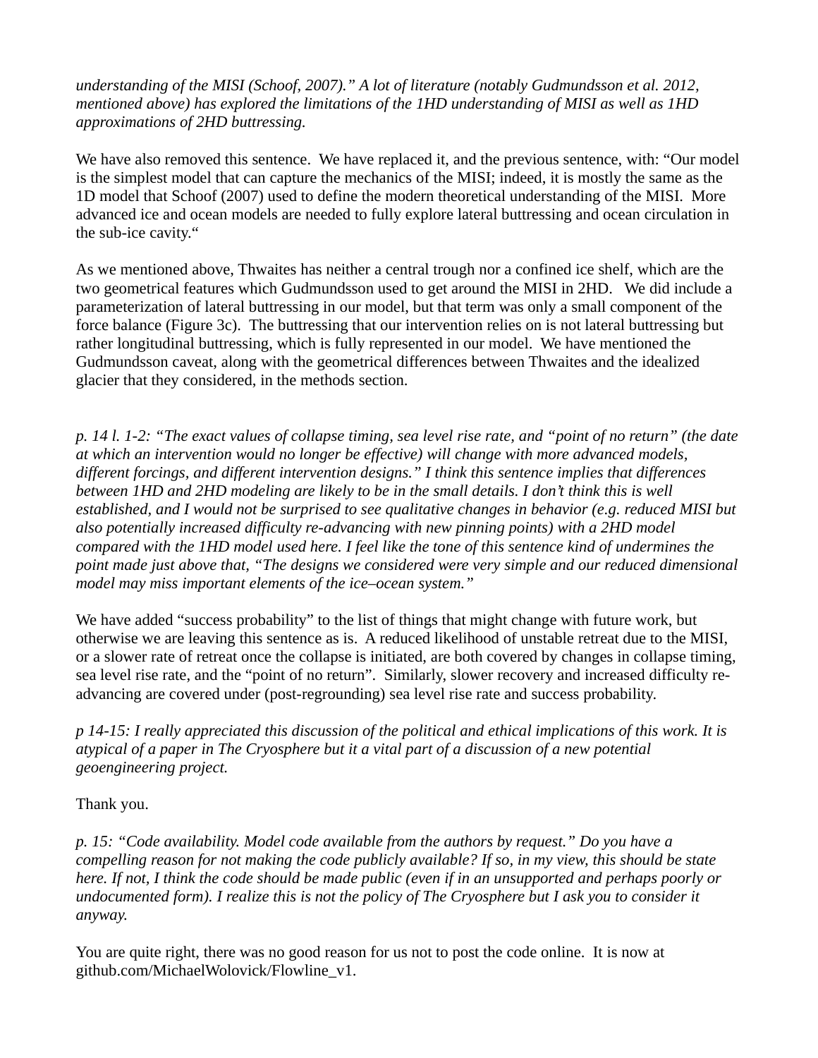*understanding of the MISI (Schoof, 2007)." A lot of literature (notably Gudmundsson et al. 2012, mentioned above) has explored the limitations of the 1HD understanding of MISI as well as 1HD approximations of 2HD buttressing.*

We have also removed this sentence. We have replaced it, and the previous sentence, with: "Our model is the simplest model that can capture the mechanics of the MISI; indeed, it is mostly the same as the 1D model that Schoof (2007) used to define the modern theoretical understanding of the MISI. More advanced ice and ocean models are needed to fully explore lateral buttressing and ocean circulation in the sub-ice cavity."

As we mentioned above, Thwaites has neither a central trough nor a confined ice shelf, which are the two geometrical features which Gudmundsson used to get around the MISI in 2HD. We did include a parameterization of lateral buttressing in our model, but that term was only a small component of the force balance (Figure 3c). The buttressing that our intervention relies on is not lateral buttressing but rather longitudinal buttressing, which is fully represented in our model. We have mentioned the Gudmundsson caveat, along with the geometrical differences between Thwaites and the idealized glacier that they considered, in the methods section.

*p. 14 l. 1-2: "The exact values of collapse timing, sea level rise rate, and "point of no return" (the date at which an intervention would no longer be effective) will change with more advanced models, different forcings, and different intervention designs." I think this sentence implies that differences between 1HD and 2HD modeling are likely to be in the small details. I don't think this is well established, and I would not be surprised to see qualitative changes in behavior (e.g. reduced MISI but also potentially increased difficulty re-advancing with new pinning points) with a 2HD model compared with the 1HD model used here. I feel like the tone of this sentence kind of undermines the point made just above that, "The designs we considered were very simple and our reduced dimensional model may miss important elements of the ice–ocean system."*

We have added "success probability" to the list of things that might change with future work, but otherwise we are leaving this sentence as is. A reduced likelihood of unstable retreat due to the MISI, or a slower rate of retreat once the collapse is initiated, are both covered by changes in collapse timing, sea level rise rate, and the "point of no return". Similarly, slower recovery and increased difficulty re-advancing are covered under (post-regrounding) sea level rise rate and success probability.

*p 14-15: I really appreciated this discussion of the political and ethical implications of this work. It is atypical of a paper in The Cryosphere but it a vital part of a discussion of a new potential geoengineering project.*

Thank you.

*p. 15: "Code availability. Model code available from the authors by request." Do you have a compelling reason for not making the code publicly available? If so, in my view, this should be state here. If not, I think the code should be made public (even if in an unsupported and perhaps poorly or undocumented form). I realize this is not the policy of The Cryosphere but I ask you to consider it anyway.*

You are quite right, there was no good reason for us not to post the code online. It is now at github.com/MichaelWolovick/Flowline_v1.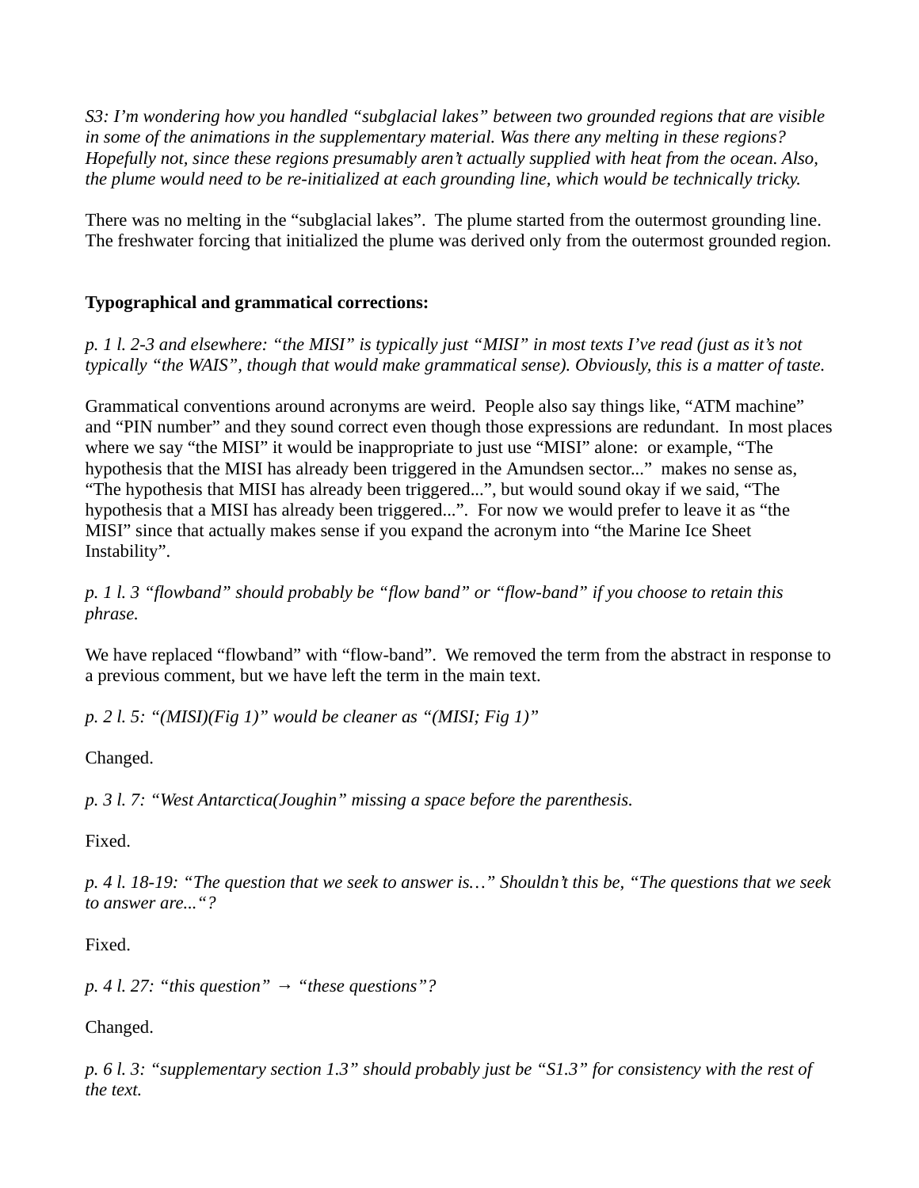*S3: I'm wondering how you handled "subglacial lakes" between two grounded regions that are visible in some of the animations in the supplementary material. Was there any melting in these regions? Hopefully not, since these regions presumably aren't actually supplied with heat from the ocean. Also, the plume would need to be re-initialized at each grounding line, which would be technically tricky.*

There was no melting in the "subglacial lakes". The plume started from the outermost grounding line. The freshwater forcing that initialized the plume was derived only from the outermost grounded region.

**Typographical and grammatical corrections:**

*p. 1 l. 2-3 and elsewhere: "the MISI" is typically just "MISI" in most texts I've read (just as it's not typically "the WAIS", though that would make grammatical sense). Obviously, this is a matter of taste.*

Grammatical conventions around acronyms are weird. People also say things like, "ATM machine" and "PIN number" and they sound correct even though those expressions are redundant. In most places where we say "the MISI" it would be inappropriate to just use "MISI" alone: or example, "The hypothesis that the MISI has already been triggered in the Amundsen sector..." makes no sense as, "The hypothesis that MISI has already been triggered...", but would sound okay if we said, "The hypothesis that a MISI has already been triggered...". For now we would prefer to leave it as "the MISI" since that actually makes sense if you expand the acronym into "the Marine Ice Sheet Instability".

*p. 1 l. 3 "flowband" should probably be "flow band" or "flow-band" if you choose to retain this phrase.*

We have replaced "flowband" with "flow-band". We removed the term from the abstract in response to a previous comment, but we have left the term in the main text.

*p. 2 l. 5: "(MISI)(Fig 1)" would be cleaner as "(MISI; Fig 1)"*

Changed.

*p. 3 l. 7: "West Antarctica(Joughin" missing a space before the parenthesis.*

Fixed.

*p. 4 l. 18-19: "The question that we seek to answer is…" Shouldn't this be, "The questions that we seek to answer are..."?*

Fixed.

*p. 4 l. 27: "this question" → "these questions"?*

Changed.

*p. 6 l. 3: "supplementary section 1.3" should probably just be "S1.3" for consistency with the rest of the text.*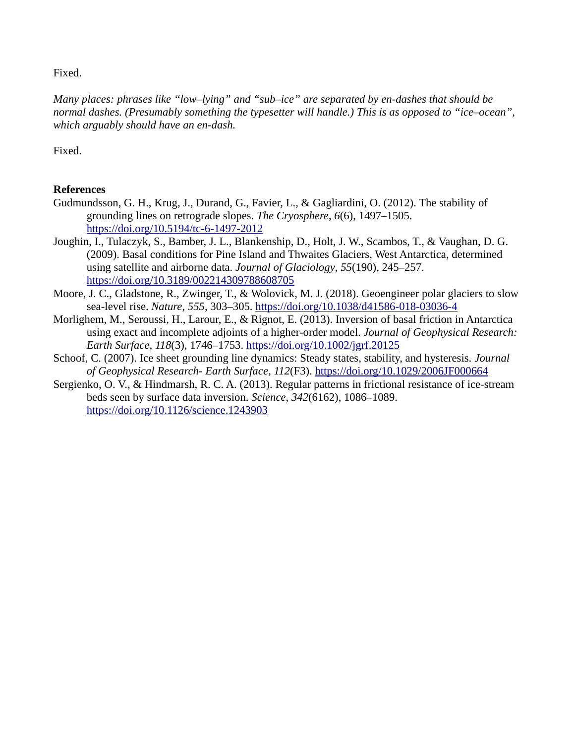Fixed.

*Many places: phrases like "low–lying" and "sub–ice" are separated by en-dashes that should be normal dashes. (Presumably something the typesetter will handle.) This is as opposed to "ice–ocean", which arguably should have an en-dash.*

Fixed.

**References**

Gudmundsson, G. H., Krug, J., Durand, G., Favier, L., & Gagliardini, O. (2012). The stability of grounding lines on retrograde slopes. *The Cryosphere*, *6*(6), 1497–1505. https://doi.org/10.5194/tc-6-1497-2012

Joughin, I., Tulaczyk, S., Bamber, J. L., Blankenship, D., Holt, J. W., Scambos, T., & Vaughan, D. G. (2009). Basal conditions for Pine Island and Thwaites Glaciers, West Antarctica, determined using satellite and airborne data. *Journal of Glaciology*, *55*(190), 245–257. https://doi.org/10.3189/002214309788608705

Moore, J. C., Gladstone, R., Zwinger, T., & Wolovick, M. J. (2018). Geoengineer polar glaciers to slow sea-level rise. *Nature*, *555*, 303–305. https://doi.org/10.1038/d41586-018-03036-4

Morlighem, M., Seroussi, H., Larour, E., & Rignot, E. (2013). Inversion of basal friction in Antarctica using exact and incomplete adjoints of a higher-order model. *Journal of Geophysical Research: Earth Surface*, *118*(3), 1746–1753. https://doi.org/10.1002/jgrf.20125

Schoof, C. (2007). Ice sheet grounding line dynamics: Steady states, stability, and hysteresis. *Journal of Geophysical Research- Earth Surface*, *112*(F3). https://doi.org/10.1029/2006JF000664

Sergienko, O. V., & Hindmarsh, R. C. A. (2013). Regular patterns in frictional resistance of ice-stream beds seen by surface data inversion. *Science*, *342*(6162), 1086–1089. https://doi.org/10.1126/science.1243903